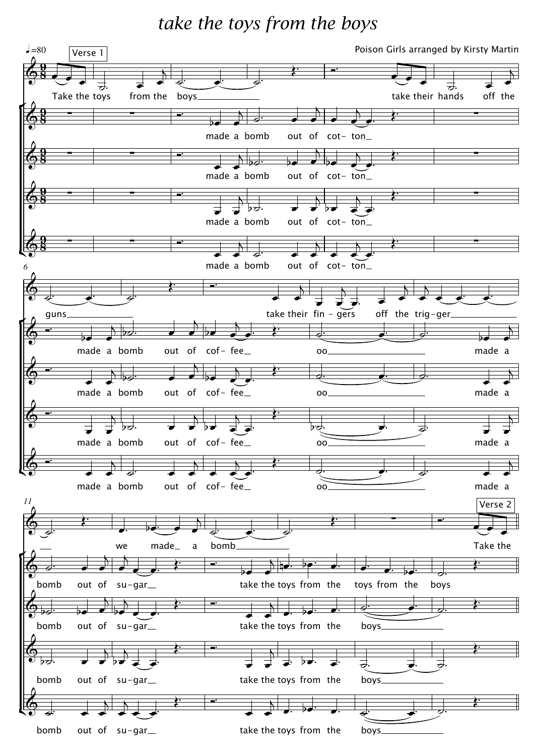# take the toys from the boys

Poison Girls arranged by Kirsty Martin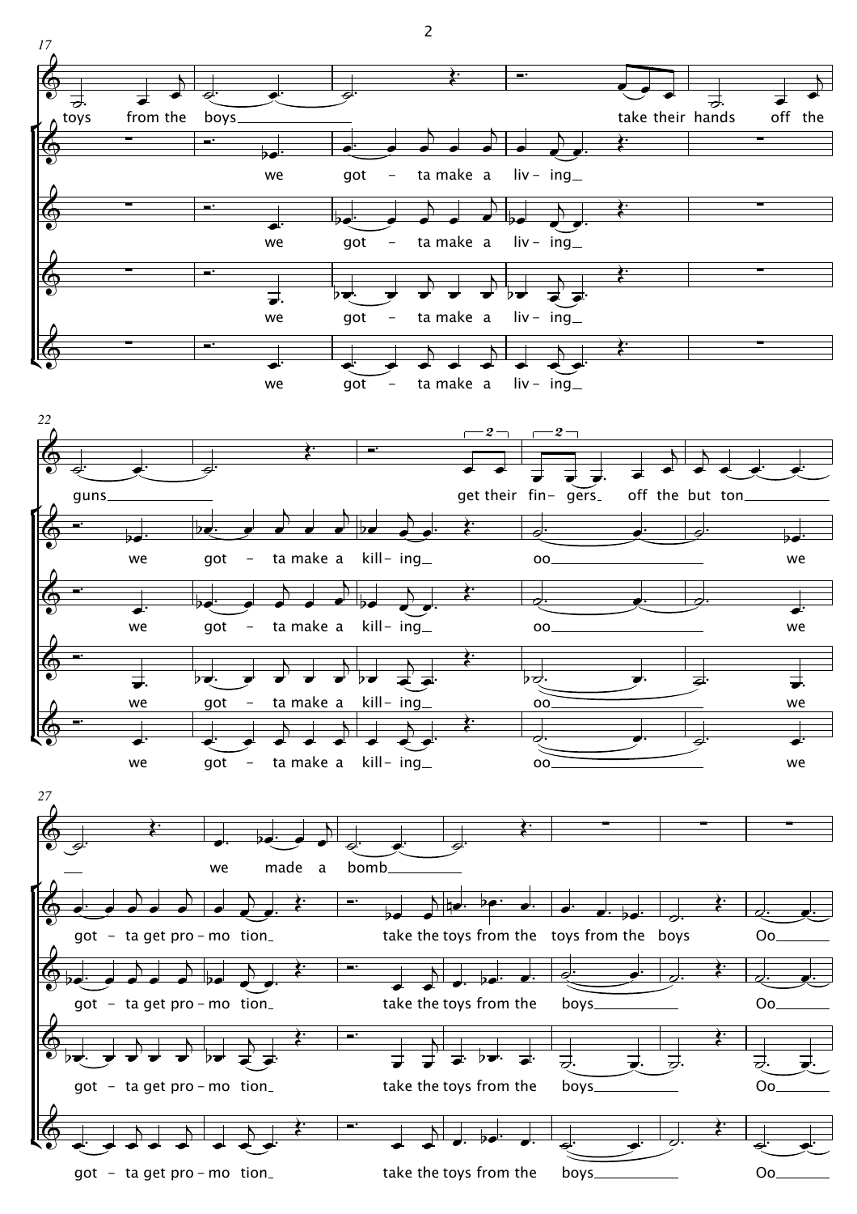17

toys from the boys take their hands off the

we got – ta make a liv – ing

we got – ta make a liv – ing

we got – ta make a liv – ing

we got – ta make a liv – ing

22

guns get their fin – gers off the but ton

we got – ta make a kill – ing oo we

we got – ta make a kill – ing oo we

we got – ta make a kill – ing oo we

we got – ta make a kill – ing oo we

27

we made a bomb

got – ta get pro – mo tion take the toys from the toys from the boys Oo

got – ta get pro – mo tion take the toys from the boys Oo

got – ta get pro – mo tion take the toys from the boys Oo

got – ta get pro – mo tion take the toys from the boys Oo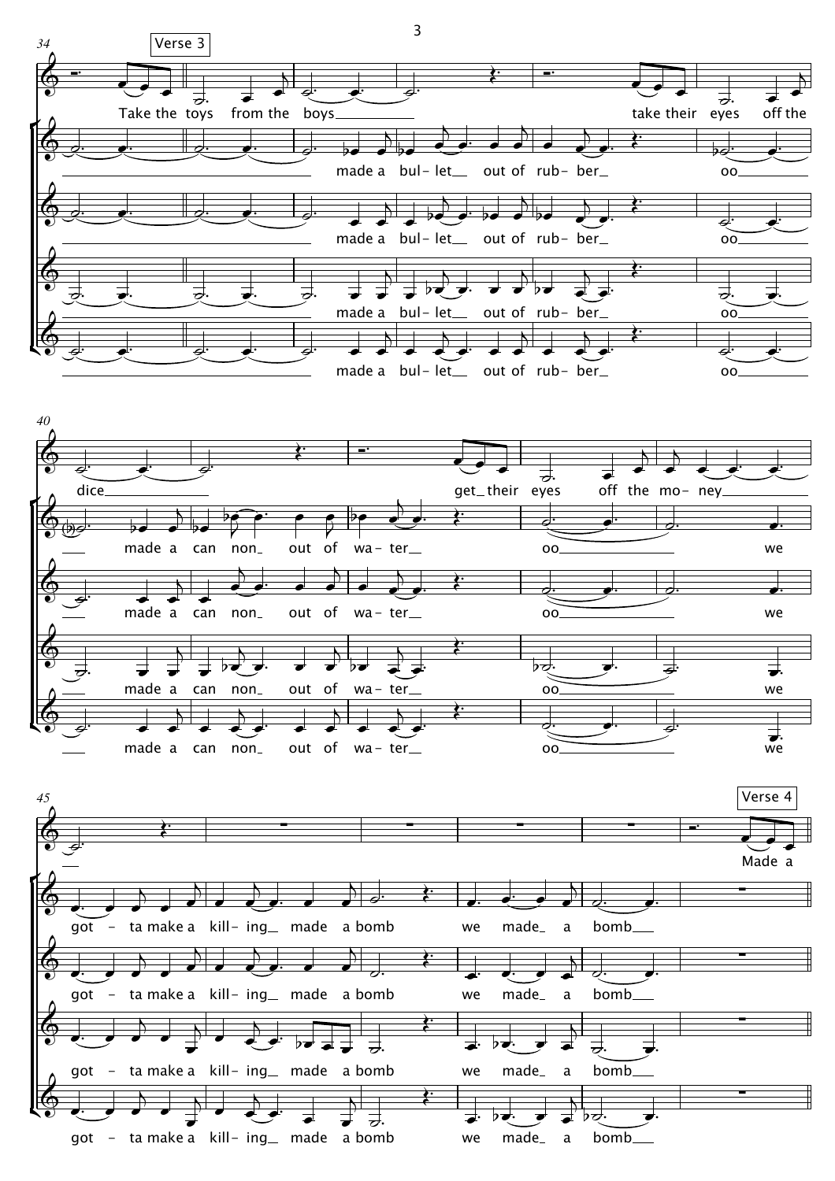**Verse 3**

Take the toys from the boys take their eyes off the dice get their eyes off the mo- ney

made a bul- let out of rub- ber oo made a can non out of wa- ter oo we got - ta make a kill- ing made a bomb we made a bomb

**Verse 4**

Made a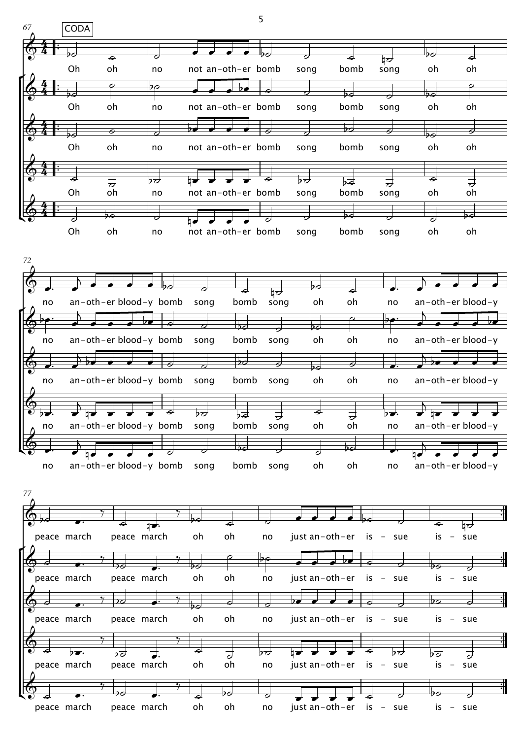CODA

67

Oh oh no not an-oth-er bomb song bomb song oh oh

72

no an-oth-er blood-y bomb song bomb song oh oh no an-oth-er blood-y

77

peace march peace march oh oh no just an-oth-er is - sue is - sue